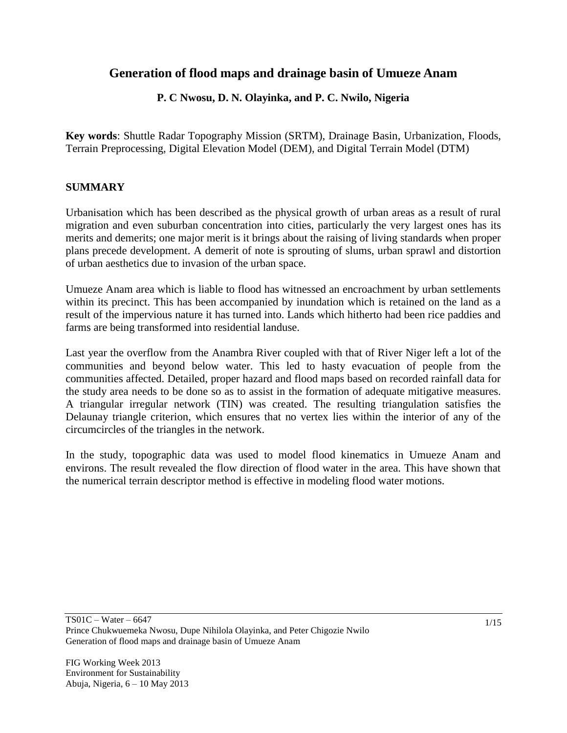# Generation of flood maps and drainage basin of Umueze Anam

**P. C Nwosu, D. N. Olayinka, and P. C. Nwilo, Nigeria**

**Key words**: Shuttle Radar Topography Mission (SRTM), Drainage Basin, Urbanization, Floods, Terrain Preprocessing, Digital Elevation Model (DEM), and Digital Terrain Model (DTM)

## SUMMARY

Urbanisation which has been described as the physical growth of urban areas as a result of rural migration and even suburban concentration into cities, particularly the very largest ones has its merits and demerits; one major merit is it brings about the raising of living standards when proper plans precede development. A demerit of note is sprouting of slums, urban sprawl and distortion of urban aesthetics due to invasion of the urban space.

Umueze Anam area which is liable to flood has witnessed an encroachment by urban settlements within its precinct. This has been accompanied by inundation which is retained on the land as a result of the impervious nature it has turned into. Lands which hitherto had been rice paddies and farms are being transformed into residential landuse.

Last year the overflow from the Anambra River coupled with that of River Niger left a lot of the communities and beyond below water. This led to hasty evacuation of people from the communities affected. Detailed, proper hazard and flood maps based on recorded rainfall data for the study area needs to be done so as to assist in the formation of adequate mitigative measures. A triangular irregular network (TIN) was created. The resulting triangulation satisfies the Delaunay triangle criterion, which ensures that no vertex lies within the interior of any of the circumcircles of the triangles in the network.

In the study, topographic data was used to model flood kinematics in Umueze Anam and environs. The result revealed the flow direction of flood water in the area. This have shown that the numerical terrain descriptor method is effective in modeling flood water motions.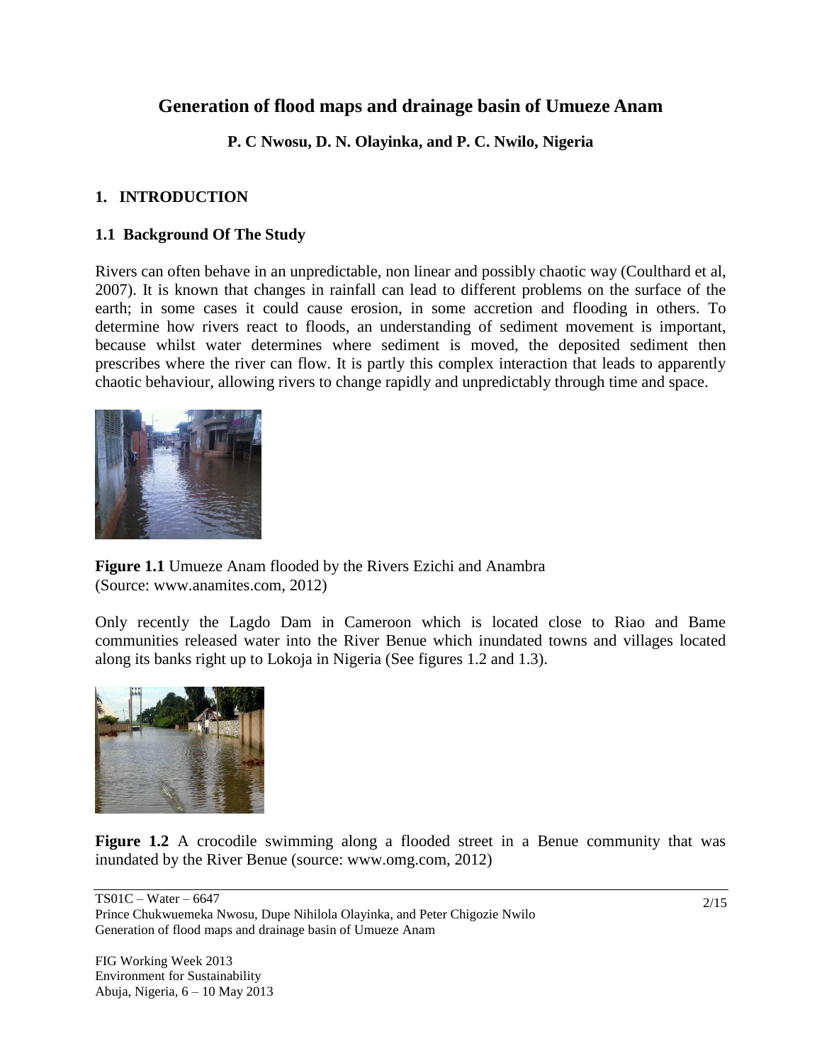# Generation of flood maps and drainage basin of Umueze Anam

**P. C Nwosu, D. N. Olayinka, and P. C. Nwilo, Nigeria**

## 1. INTRODUCTION

### 1.1 Background Of The Study

Rivers can often behave in an unpredictable, non linear and possibly chaotic way (Coulthard et al, 2007). It is known that changes in rainfall can lead to different problems on the surface of the earth; in some cases it could cause erosion, in some accretion and flooding in others. To determine how rivers react to floods, an understanding of sediment movement is important, because whilst water determines where sediment is moved, the deposited sediment then prescribes where the river can flow. It is partly this complex interaction that leads to apparently chaotic behaviour, allowing rivers to change rapidly and unpredictably through time and space.

**Figure 1.1** Umueze Anam flooded by the Rivers Ezichi and Anambra (Source: www.anamites.com, 2012)

Only recently the Lagdo Dam in Cameroon which is located close to Riao and Bame communities released water into the River Benue which inundated towns and villages located along its banks right up to Lokoja in Nigeria (See figures 1.2 and 1.3).

**Figure 1.2** A crocodile swimming along a flooded street in a Benue community that was inundated by the River Benue (source: www.omg.com, 2012)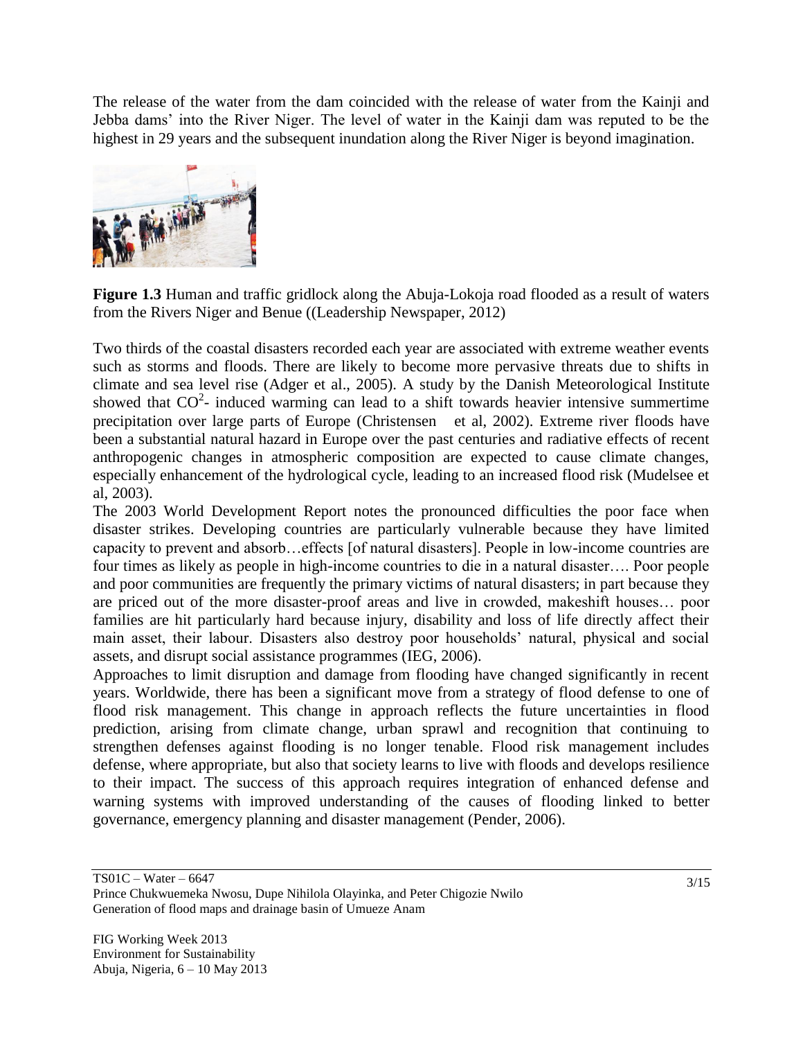The release of the water from the dam coincided with the release of water from the Kainji and Jebba dams' into the River Niger. The level of water in the Kainji dam was reputed to be the highest in 29 years and the subsequent inundation along the River Niger is beyond imagination.

**Figure 1.3** Human and traffic gridlock along the Abuja-Lokoja road flooded as a result of waters from the Rivers Niger and Benue ((Leadership Newspaper, 2012)

Two thirds of the coastal disasters recorded each year are associated with extreme weather events such as storms and floods. There are likely to become more pervasive threats due to shifts in climate and sea level rise (Adger et al., 2005). A study by the Danish Meteorological Institute showed that $CO^2$- induced warming can lead to a shift towards heavier intensive summertime precipitation over large parts of Europe (Christensen et al, 2002). Extreme river floods have been a substantial natural hazard in Europe over the past centuries and radiative effects of recent anthropogenic changes in atmospheric composition are expected to cause climate changes, especially enhancement of the hydrological cycle, leading to an increased flood risk (Mudelsee et al, 2003).

The 2003 World Development Report notes the pronounced difficulties the poor face when disaster strikes. Developing countries are particularly vulnerable because they have limited capacity to prevent and absorb…effects [of natural disasters]. People in low-income countries are four times as likely as people in high-income countries to die in a natural disaster…. Poor people and poor communities are frequently the primary victims of natural disasters; in part because they are priced out of the more disaster-proof areas and live in crowded, makeshift houses… poor families are hit particularly hard because injury, disability and loss of life directly affect their main asset, their labour. Disasters also destroy poor households' natural, physical and social assets, and disrupt social assistance programmes (IEG, 2006).

Approaches to limit disruption and damage from flooding have changed significantly in recent years. Worldwide, there has been a significant move from a strategy of flood defense to one of flood risk management. This change in approach reflects the future uncertainties in flood prediction, arising from climate change, urban sprawl and recognition that continuing to strengthen defenses against flooding is no longer tenable. Flood risk management includes defense, where appropriate, but also that society learns to live with floods and develops resilience to their impact. The success of this approach requires integration of enhanced defense and warning systems with improved understanding of the causes of flooding linked to better governance, emergency planning and disaster management (Pender, 2006).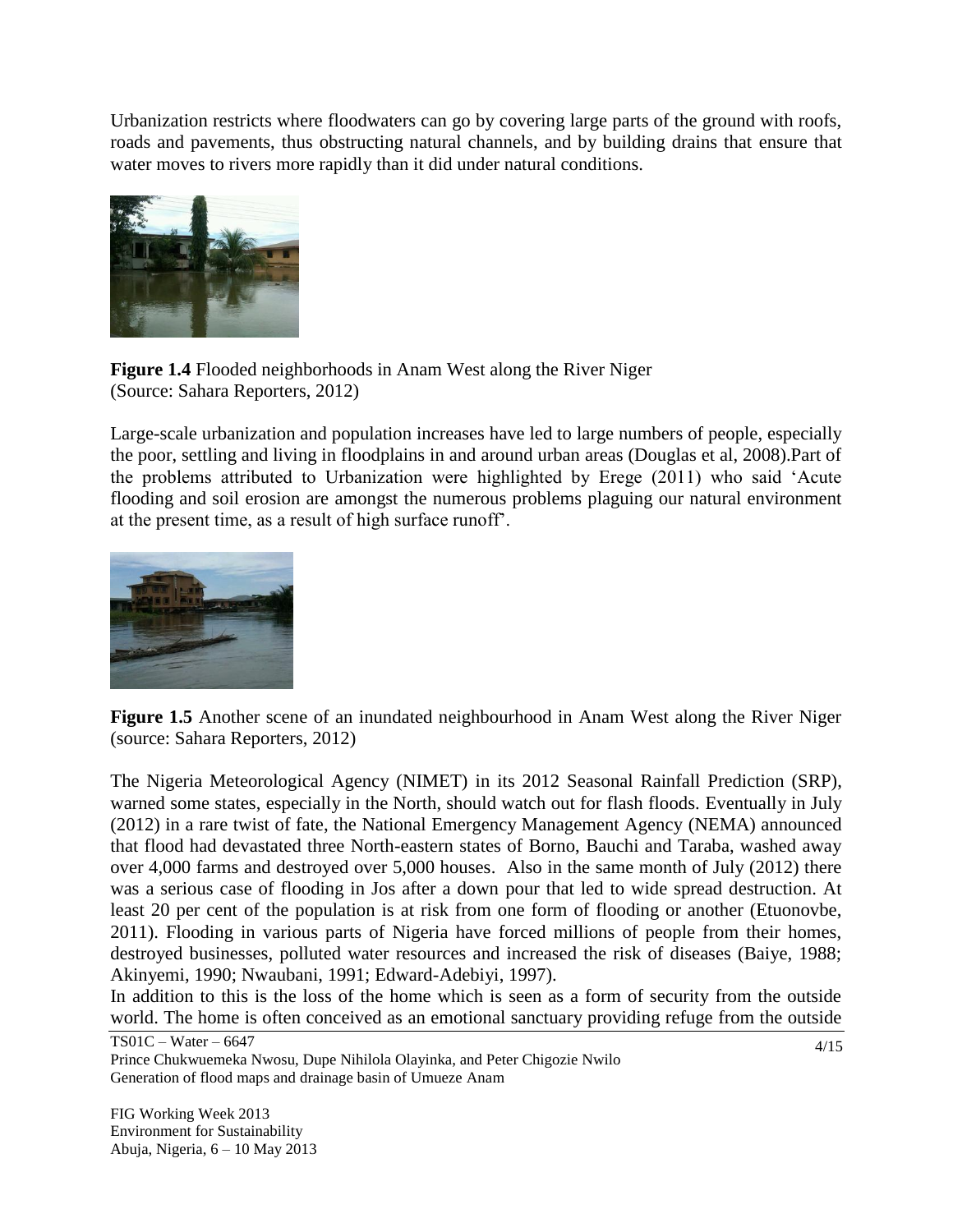Urbanization restricts where floodwaters can go by covering large parts of the ground with roofs, roads and pavements, thus obstructing natural channels, and by building drains that ensure that water moves to rivers more rapidly than it did under natural conditions.

**Figure 1.4** Flooded neighborhoods in Anam West along the River Niger
(Source: Sahara Reporters, 2012)

Large-scale urbanization and population increases have led to large numbers of people, especially the poor, settling and living in floodplains in and around urban areas (Douglas et al, 2008).Part of the problems attributed to Urbanization were highlighted by Erege (2011) who said 'Acute flooding and soil erosion are amongst the numerous problems plaguing our natural environment at the present time, as a result of high surface runoff'.

**Figure 1.5** Another scene of an inundated neighbourhood in Anam West along the River Niger (source: Sahara Reporters, 2012)

The Nigeria Meteorological Agency (NIMET) in its 2012 Seasonal Rainfall Prediction (SRP), warned some states, especially in the North, should watch out for flash floods. Eventually in July (2012) in a rare twist of fate, the National Emergency Management Agency (NEMA) announced that flood had devastated three North-eastern states of Borno, Bauchi and Taraba, washed away over 4,000 farms and destroyed over 5,000 houses. Also in the same month of July (2012) there was a serious case of flooding in Jos after a down pour that led to wide spread destruction. At least 20 per cent of the population is at risk from one form of flooding or another (Etuonovbe, 2011). Flooding in various parts of Nigeria have forced millions of people from their homes, destroyed businesses, polluted water resources and increased the risk of diseases (Baiye, 1988; Akinyemi, 1990; Nwaubani, 1991; Edward-Adebiyi, 1997).

In addition to this is the loss of the home which is seen as a form of security from the outside world. The home is often conceived as an emotional sanctuary providing refuge from the outside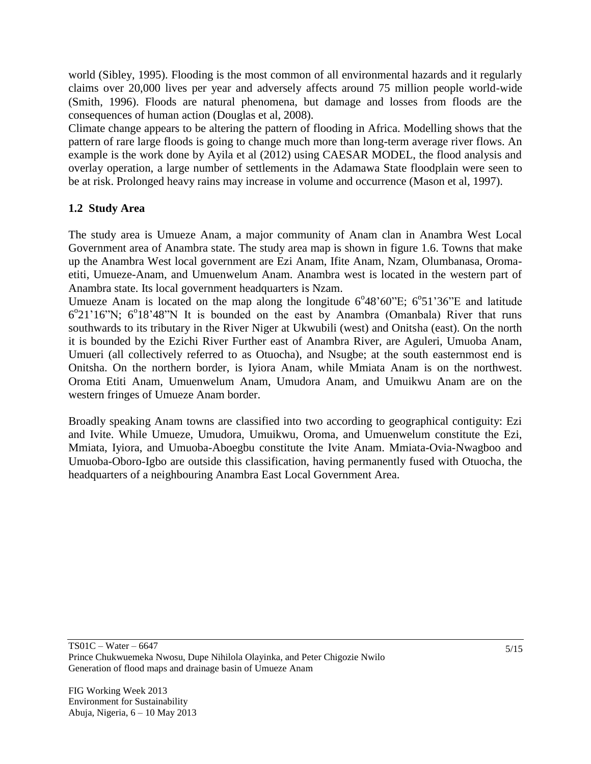world (Sibley, 1995). Flooding is the most common of all environmental hazards and it regularly claims over 20,000 lives per year and adversely affects around 75 million people world-wide (Smith, 1996). Floods are natural phenomena, but damage and losses from floods are the consequences of human action (Douglas et al, 2008).
Climate change appears to be altering the pattern of flooding in Africa. Modelling shows that the pattern of rare large floods is going to change much more than long-term average river flows. An example is the work done by Ayila et al (2012) using CAESAR MODEL, the flood analysis and overlay operation, a large number of settlements in the Adamawa State floodplain were seen to be at risk. Prolonged heavy rains may increase in volume and occurrence (Mason et al, 1997).

### 1.2 Study Area

The study area is Umueze Anam, a major community of Anam clan in Anambra West Local Government area of Anambra state. The study area map is shown in figure 1.6. Towns that make up the Anambra West local government are Ezi Anam, Ifite Anam, Nzam, Olumbanasa, Oroma-etiti, Umueze-Anam, and Umuenwelum Anam. Anambra west is located in the western part of Anambra state. Its local government headquarters is Nzam.
Umueze Anam is located on the map along the longitude 6°48'60"E; 6°51'36"E and latitude 6°21'16"N; 6°18'48"N It is bounded on the east by Anambra (Omanbala) River that runs southwards to its tributary in the River Niger at Ukwubili (west) and Onitsha (east). On the north it is bounded by the Ezichi River Further east of Anambra River, are Aguleri, Umuoba Anam, Umueri (all collectively referred to as Otuocha), and Nsugbe; at the south easternmost end is Onitsha. On the northern border, is Iyiora Anam, while Mmiata Anam is on the northwest. Oroma Etiti Anam, Umuenwelum Anam, Umudora Anam, and Umuikwu Anam are on the western fringes of Umueze Anam border.

Broadly speaking Anam towns are classified into two according to geographical contiguity: Ezi and Ivite. While Umueze, Umudora, Umuikwu, Oroma, and Umuenwelum constitute the Ezi, Mmiata, Iyiora, and Umuoba-Aboegbu constitute the Ivite Anam. Mmiata-Ovia-Nwagboo and Umuoba-Oboro-Igbo are outside this classification, having permanently fused with Otuocha, the headquarters of a neighbouring Anambra East Local Government Area.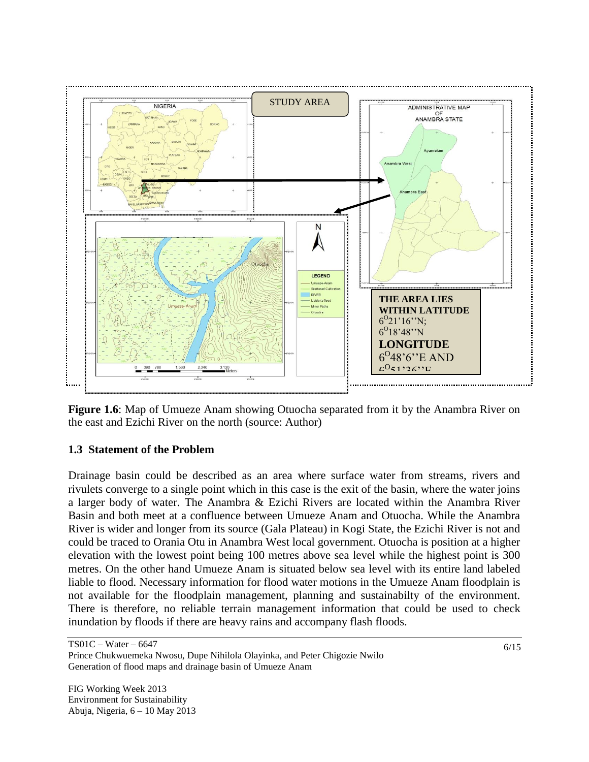**Figure 1.6**: Map of Umueze Anam showing Otuocha separated from it by the Anambra River on the east and Ezichi River on the north (source: Author)

## 1.3 Statement of the Problem

Drainage basin could be described as an area where surface water from streams, rivers and rivulets converge to a single point which in this case is the exit of the basin, where the water joins a larger body of water. The Anambra & Ezichi Rivers are located within the Anambra River Basin and both meet at a confluence between Umueze Anam and Otuocha. While the Anambra River is wider and longer from its source (Gala Plateau) in Kogi State, the Ezichi River is not and could be traced to Orania Otu in Anambra West local government. Otuocha is position at a higher elevation with the lowest point being 100 metres above sea level while the highest point is 300 metres. On the other hand Umueze Anam is situated below sea level with its entire land labeled liable to flood. Necessary information for flood water motions in the Umueze Anam floodplain is not available for the floodplain management, planning and sustainabilty of the environment. There is therefore, no reliable terrain management information that could be used to check inundation by floods if there are heavy rains and accompany flash floods.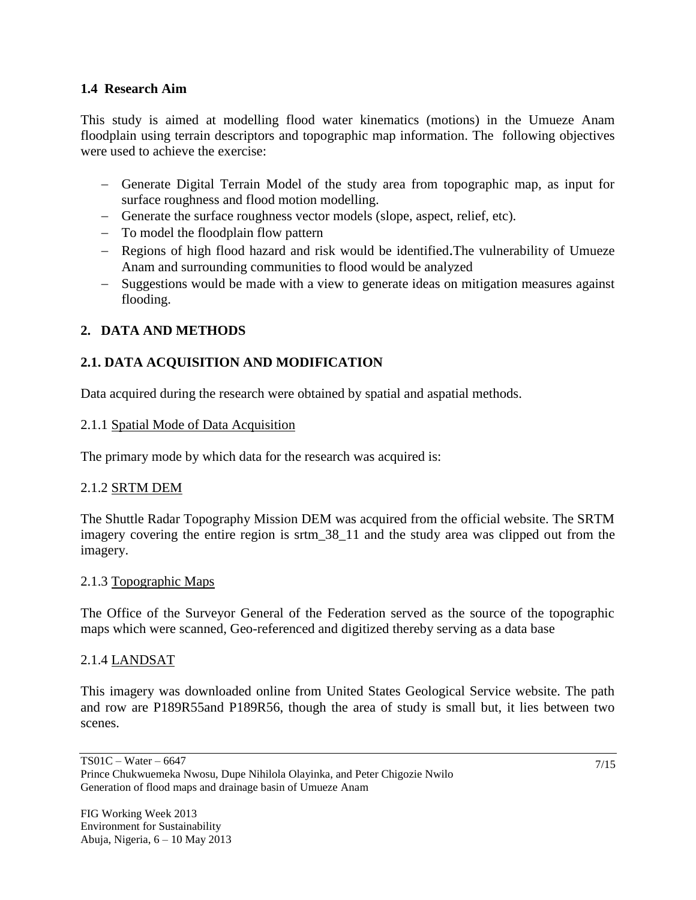### 1.4 Research Aim

This study is aimed at modelling flood water kinematics (motions) in the Umueze Anam floodplain using terrain descriptors and topographic map information. The following objectives were used to achieve the exercise:

- Generate Digital Terrain Model of the study area from topographic map, as input for surface roughness and flood motion modelling.
- Generate the surface roughness vector models (slope, aspect, relief, etc).
- To model the floodplain flow pattern
- Regions of high flood hazard and risk would be identified.The vulnerability of Umueze Anam and surrounding communities to flood would be analyzed
- Suggestions would be made with a view to generate ideas on mitigation measures against flooding.

## 2. DATA AND METHODS

### 2.1. DATA ACQUISITION AND MODIFICATION

Data acquired during the research were obtained by spatial and aspatial methods.

#### 2.1.1 Spatial Mode of Data Acquisition

The primary mode by which data for the research was acquired is:

#### 2.1.2 SRTM DEM

The Shuttle Radar Topography Mission DEM was acquired from the official website. The SRTM imagery covering the entire region is srtm_38_11 and the study area was clipped out from the imagery.

#### 2.1.3 Topographic Maps

The Office of the Surveyor General of the Federation served as the source of the topographic maps which were scanned, Geo-referenced and digitized thereby serving as a data base

#### 2.1.4 LANDSAT

This imagery was downloaded online from United States Geological Service website. The path and row are P189R55and P189R56, though the area of study is small but, it lies between two scenes.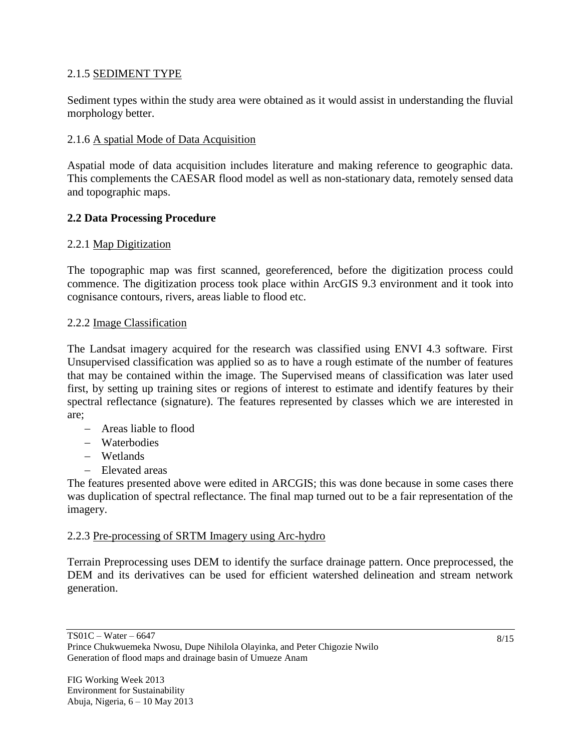#### 2.1.5 SEDIMENT TYPE

Sediment types within the study area were obtained as it would assist in understanding the fluvial morphology better.

#### 2.1.6 A spatial Mode of Data Acquisition

Aspatial mode of data acquisition includes literature and making reference to geographic data. This complements the CAESAR flood model as well as non-stationary data, remotely sensed data and topographic maps.

### 2.2 Data Processing Procedure

#### 2.2.1 Map Digitization

The topographic map was first scanned, georeferenced, before the digitization process could commence. The digitization process took place within ArcGIS 9.3 environment and it took into cognisance contours, rivers, areas liable to flood etc.

#### 2.2.2 Image Classification

The Landsat imagery acquired for the research was classified using ENVI 4.3 software. First Unsupervised classification was applied so as to have a rough estimate of the number of features that may be contained within the image. The Supervised means of classification was later used first, by setting up training sites or regions of interest to estimate and identify features by their spectral reflectance (signature). The features represented by classes which we are interested in are;

- Areas liable to flood
- Waterbodies
- Wetlands
- Elevated areas

The features presented above were edited in ARCGIS; this was done because in some cases there was duplication of spectral reflectance. The final map turned out to be a fair representation of the imagery.

#### 2.2.3 Pre-processing of SRTM Imagery using Arc-hydro

Terrain Preprocessing uses DEM to identify the surface drainage pattern. Once preprocessed, the DEM and its derivatives can be used for efficient watershed delineation and stream network generation.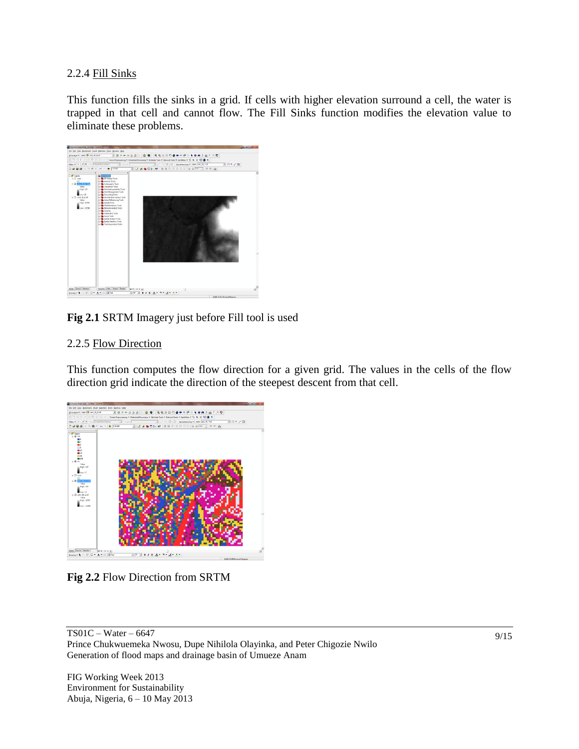### 2.2.4 Fill Sinks

This function fills the sinks in a grid. If cells with higher elevation surround a cell, the water is trapped in that cell and cannot flow. The Fill Sinks function modifies the elevation value to eliminate these problems.

**Fig 2.1** SRTM Imagery just before Fill tool is used

### 2.2.5 Flow Direction

This function computes the flow direction for a given grid. The values in the cells of the flow direction grid indicate the direction of the steepest descent from that cell.

**Fig 2.2** Flow Direction from SRTM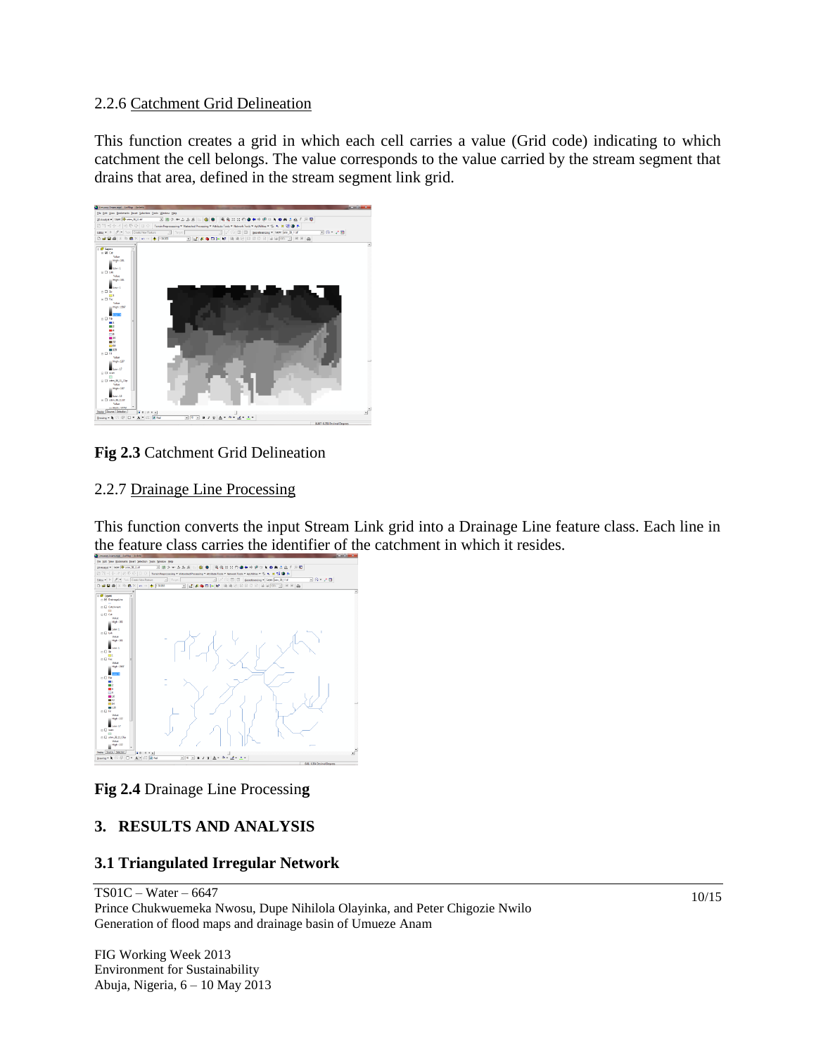### 2.2.6 Catchment Grid Delineation

This function creates a grid in which each cell carries a value (Grid code) indicating to which catchment the cell belongs. The value corresponds to the value carried by the stream segment that drains that area, defined in the stream segment link grid.

**Fig 2.3** Catchment Grid Delineation

### 2.2.7 Drainage Line Processing

This function converts the input Stream Link grid into a Drainage Line feature class. Each line in the feature class carries the identifier of the catchment in which it resides.

**Fig 2.4** Drainage Line Processin**g**

## 3. RESULTS AND ANALYSIS

### 3.1 Triangulated Irregular Network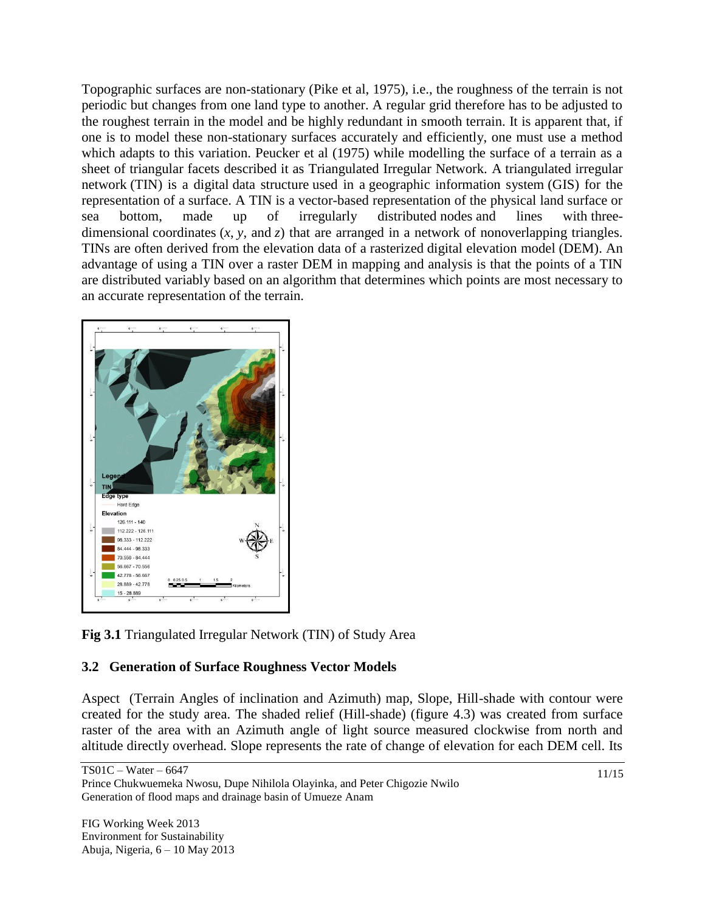Topographic surfaces are non-stationary (Pike et al, 1975), i.e., the roughness of the terrain is not periodic but changes from one land type to another. A regular grid therefore has to be adjusted to the roughest terrain in the model and be highly redundant in smooth terrain. It is apparent that, if one is to model these non-stationary surfaces accurately and efficiently, one must use a method which adapts to this variation. Peucker et al (1975) while modelling the surface of a terrain as a sheet of triangular facets described it as Triangulated Irregular Network. A triangulated irregular network (TIN) is a digital data structure used in a geographic information system (GIS) for the representation of a surface. A TIN is a vector-based representation of the physical land surface or sea bottom, made up of irregularly distributed nodes and lines with three-dimensional coordinates ($x$, $y$, and $z$) that are arranged in a network of nonoverlapping triangles. TINs are often derived from the elevation data of a rasterized digital elevation model (DEM). An advantage of using a TIN over a raster DEM in mapping and analysis is that the points of a TIN are distributed variably based on an algorithm that determines which points are most necessary to an accurate representation of the terrain.

**Fig 3.1** Triangulated Irregular Network (TIN) of Study Area

## 3.2 Generation of Surface Roughness Vector Models

Aspect (Terrain Angles of inclination and Azimuth) map, Slope, Hill-shade with contour were created for the study area. The shaded relief (Hill-shade) (figure 4.3) was created from surface raster of the area with an Azimuth angle of light source measured clockwise from north and altitude directly overhead. Slope represents the rate of change of elevation for each DEM cell. Its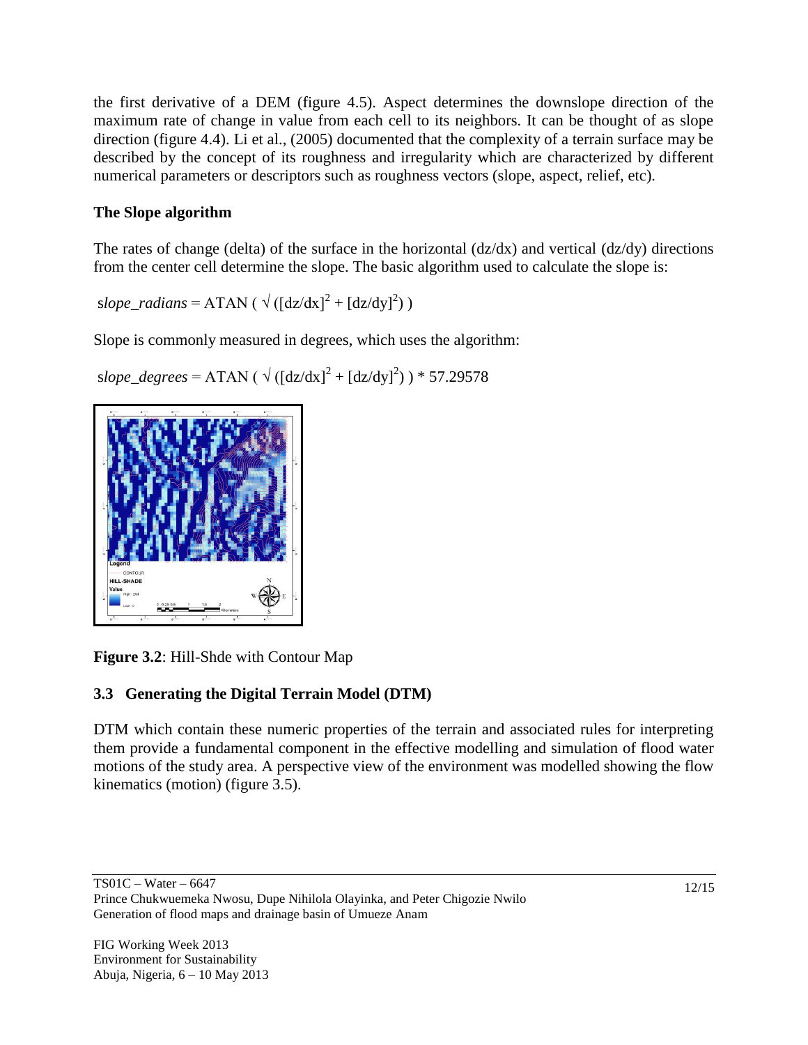the first derivative of a DEM (figure 4.5). Aspect determines the downslope direction of the maximum rate of change in value from each cell to its neighbors. It can be thought of as slope direction (figure 4.4). Li et al., (2005) documented that the complexity of a terrain surface may be described by the concept of its roughness and irregularity which are characterized by different numerical parameters or descriptors such as roughness vectors (slope, aspect, relief, etc).

**The Slope algorithm**

The rates of change (delta) of the surface in the horizontal (dz/dx) and vertical (dz/dy) directions from the center cell determine the slope. The basic algorithm used to calculate the slope is:

$$slope\_radians = \text{ATAN} \left( \sqrt{([dz/dx]^2 + [dz/dy]^2)} \right)$$

Slope is commonly measured in degrees, which uses the algorithm:

$$slope\_degrees = \text{ATAN} \left( \sqrt{([dz/dx]^2 + [dz/dy]^2)} \right) * 57.29578$$

**Figure 3.2**: Hill-Shde with Contour Map

## 3.3 Generating the Digital Terrain Model (DTM)

DTM which contain these numeric properties of the terrain and associated rules for interpreting them provide a fundamental component in the effective modelling and simulation of flood water motions of the study area. A perspective view of the environment was modelled showing the flow kinematics (motion) (figure 3.5).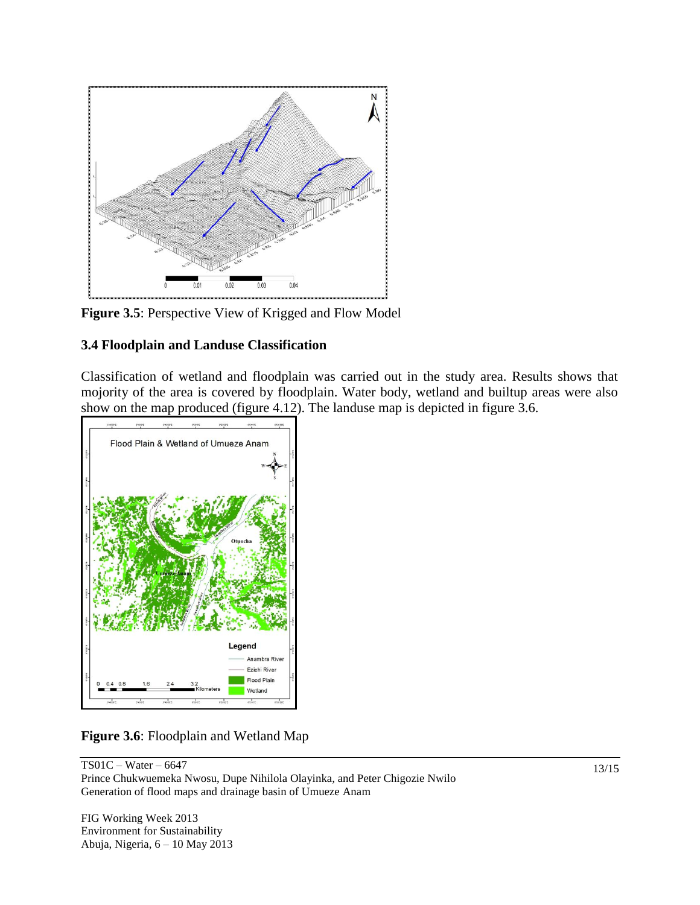**Figure 3.5**: Perspective View of Krigged and Flow Model

### 3.4 Floodplain and Landuse Classification

Classification of wetland and floodplain was carried out in the study area. Results shows that mojority of the area is covered by floodplain. Water body, wetland and builtup areas were also show on the map produced (figure 4.12). The landuse map is depicted in figure 3.6.

**Figure 3.6**: Floodplain and Wetland Map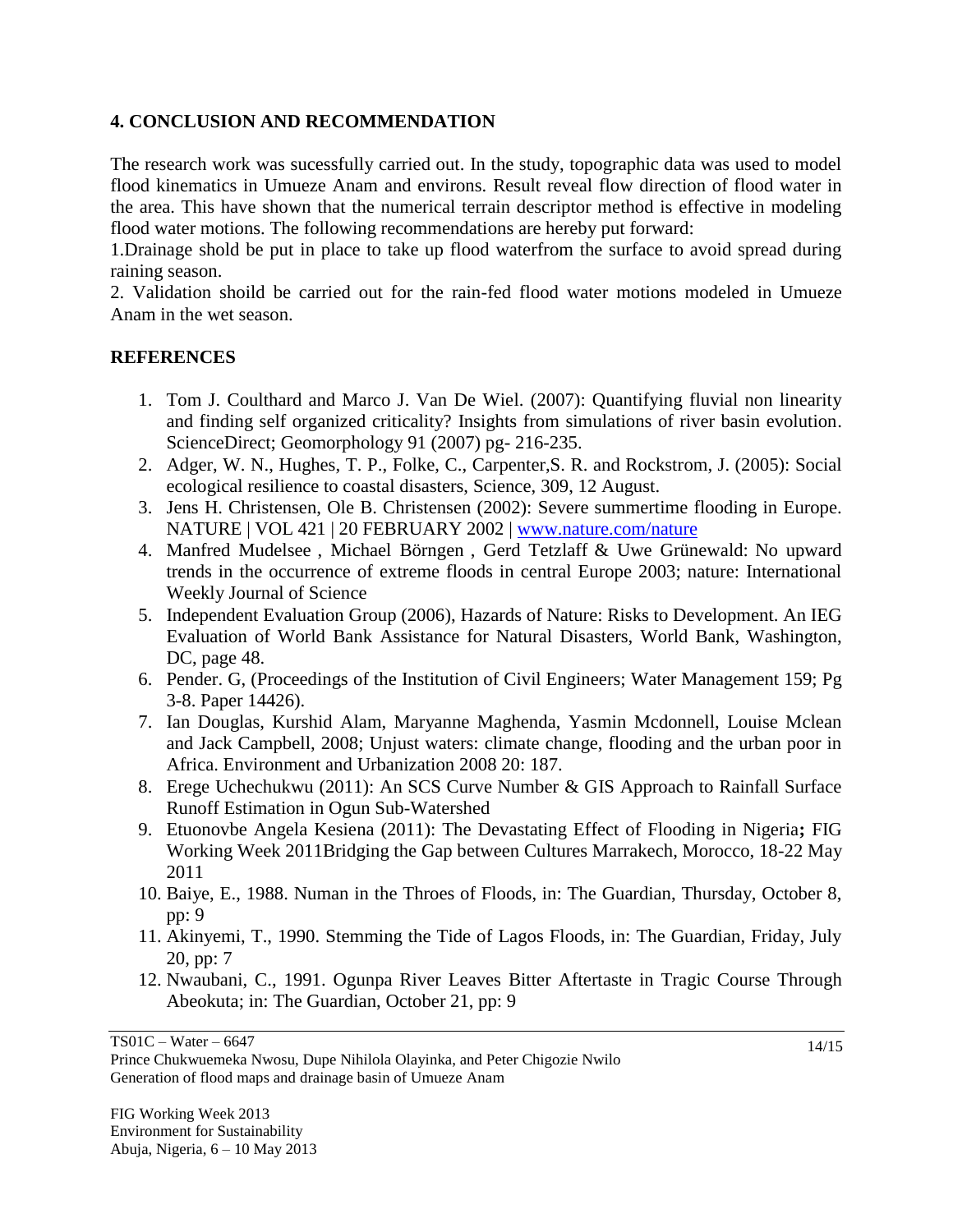## 4. CONCLUSION AND RECOMMENDATION

The research work was sucessfully carried out. In the study, topographic data was used to model flood kinematics in Umueze Anam and environs. Result reveal flow direction of flood water in the area. This have shown that the numerical terrain descriptor method is effective in modeling flood water motions. The following recommendations are hereby put forward:

1.Drainage shold be put in place to take up flood waterfrom the surface to avoid spread during raining season.

2. Validation shoild be carried out for the rain-fed flood water motions modeled in Umueze Anam in the wet season.

## REFERENCES

1. Tom J. Coulthard and Marco J. Van De Wiel. (2007): Quantifying fluvial non linearity and finding self organized criticality? Insights from simulations of river basin evolution. ScienceDirect; Geomorphology 91 (2007) pg- 216-235.
2. Adger, W. N., Hughes, T. P., Folke, C., Carpenter,S. R. and Rockstrom, J. (2005): Social ecological resilience to coastal disasters, Science, 309, 12 August.
3. Jens H. Christensen, Ole B. Christensen (2002): Severe summertime flooding in Europe. NATURE | VOL 421 | 20 FEBRUARY 2002 | www.nature.com/nature
4. Manfred Mudelsee , Michael Börngen , Gerd Tetzlaff & Uwe Grünewald: No upward trends in the occurrence of extreme floods in central Europe 2003; nature: International Weekly Journal of Science
5. Independent Evaluation Group (2006), Hazards of Nature: Risks to Development. An IEG Evaluation of World Bank Assistance for Natural Disasters, World Bank, Washington, DC, page 48.
6. Pender. G, (Proceedings of the Institution of Civil Engineers; Water Management 159; Pg 3-8. Paper 14426).
7. Ian Douglas, Kurshid Alam, Maryanne Maghenda, Yasmin Mcdonnell, Louise Mclean and Jack Campbell, 2008; Unjust waters: climate change, flooding and the urban poor in Africa. Environment and Urbanization 2008 20: 187.
8. Erege Uchechukwu (2011): An SCS Curve Number & GIS Approach to Rainfall Surface Runoff Estimation in Ogun Sub-Watershed
9. Etuonovbe Angela Kesiena (2011): The Devastating Effect of Flooding in Nigeria**;** FIG Working Week 2011Bridging the Gap between Cultures Marrakech, Morocco, 18-22 May 2011
10. Baiye, E., 1988. Numan in the Throes of Floods, in: The Guardian, Thursday, October 8, pp: 9
11. Akinyemi, T., 1990. Stemming the Tide of Lagos Floods, in: The Guardian, Friday, July 20, pp: 7
12. Nwaubani, C., 1991. Ogunpa River Leaves Bitter Aftertaste in Tragic Course Through Abeokuta; in: The Guardian, October 21, pp: 9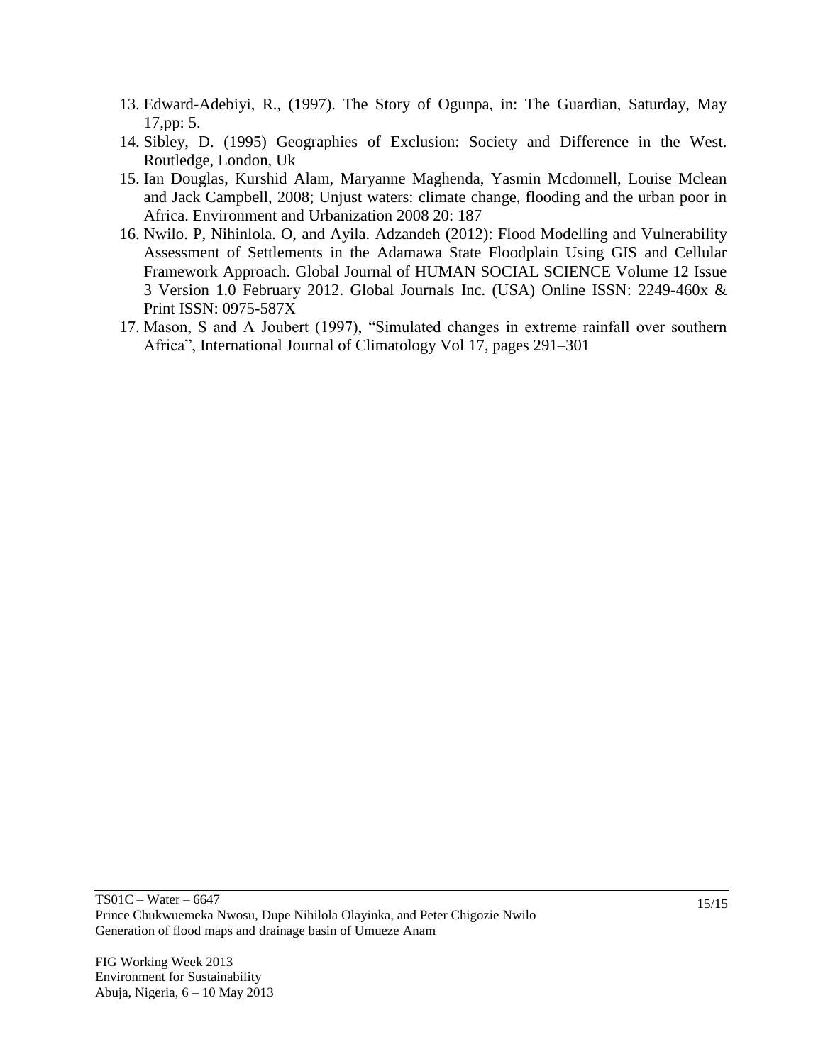13. Edward-Adebiyi, R., (1997). The Story of Ogunpa, in: The Guardian, Saturday, May 17,pp: 5.
14. Sibley, D. (1995) Geographies of Exclusion: Society and Difference in the West. Routledge, London, Uk
15. Ian Douglas, Kurshid Alam, Maryanne Maghenda, Yasmin Mcdonnell, Louise Mclean and Jack Campbell, 2008; Unjust waters: climate change, flooding and the urban poor in Africa. Environment and Urbanization 2008 20: 187
16. Nwilo. P, Nihinlola. O, and Ayila. Adzandeh (2012): Flood Modelling and Vulnerability Assessment of Settlements in the Adamawa State Floodplain Using GIS and Cellular Framework Approach. Global Journal of HUMAN SOCIAL SCIENCE Volume 12 Issue 3 Version 1.0 February 2012. Global Journals Inc. (USA) Online ISSN: 2249-460x & Print ISSN: 0975-587X
17. Mason, S and A Joubert (1997), "Simulated changes in extreme rainfall over southern Africa", International Journal of Climatology Vol 17, pages 291–301